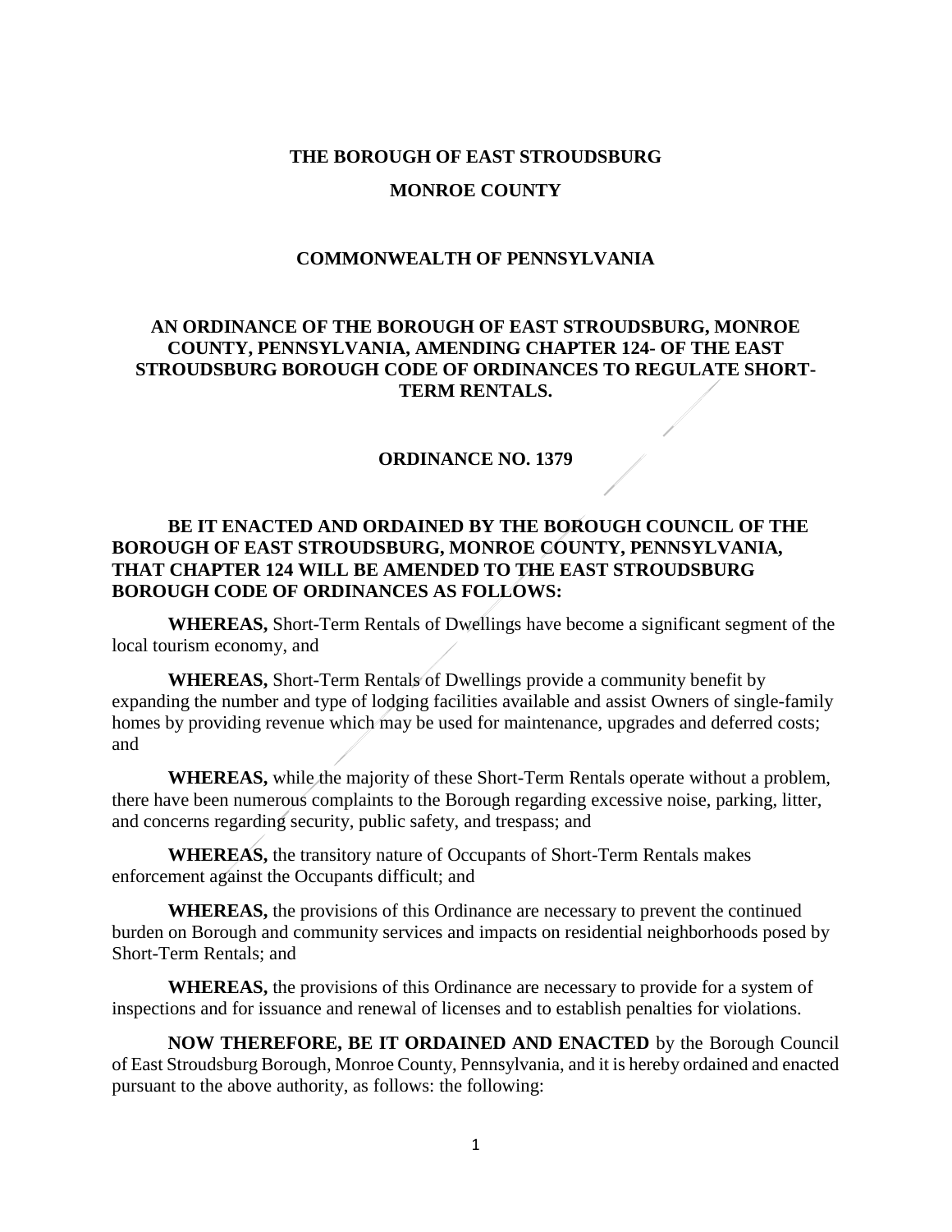**THE BOROUGH OF EAST STROUDSBURG**

**MONROE COUNTY**

**COMMONWEALTH OF PENNSYLVANIA**

**AN ORDINANCE OF THE BOROUGH OF EAST STROUDSBURG, MONROE COUNTY, PENNSYLVANIA, AMENDING CHAPTER 124- OF THE EAST STROUDSBURG BOROUGH CODE OF ORDINANCES TO REGULATE SHORT-TERM RENTALS.**

**ORDINANCE NO. 1379**

**BE IT ENACTED AND ORDAINED BY THE BOROUGH COUNCIL OF THE BOROUGH OF EAST STROUDSBURG, MONROE COUNTY, PENNSYLVANIA, THAT CHAPTER 124 WILL BE AMENDED TO THE EAST STROUDSBURG BOROUGH CODE OF ORDINANCES AS FOLLOWS:**

**WHEREAS,** Short-Term Rentals of Dwellings have become a significant segment of the local tourism economy, and

**WHEREAS,** Short-Term Rentals of Dwellings provide a community benefit by expanding the number and type of lodging facilities available and assist Owners of single-family homes by providing revenue which may be used for maintenance, upgrades and deferred costs; and

**WHEREAS,** while the majority of these Short-Term Rentals operate without a problem, there have been numerous complaints to the Borough regarding excessive noise, parking, litter, and concerns regarding security, public safety, and trespass; and

**WHEREAS,** the transitory nature of Occupants of Short-Term Rentals makes enforcement against the Occupants difficult; and

**WHEREAS,** the provisions of this Ordinance are necessary to prevent the continued burden on Borough and community services and impacts on residential neighborhoods posed by Short-Term Rentals; and

**WHEREAS,** the provisions of this Ordinance are necessary to provide for a system of inspections and for issuance and renewal of licenses and to establish penalties for violations.

**NOW THEREFORE, BE IT ORDAINED AND ENACTED** by the Borough Council of East Stroudsburg Borough, Monroe County, Pennsylvania, and it is hereby ordained and enacted pursuant to the above authority, as follows: the following: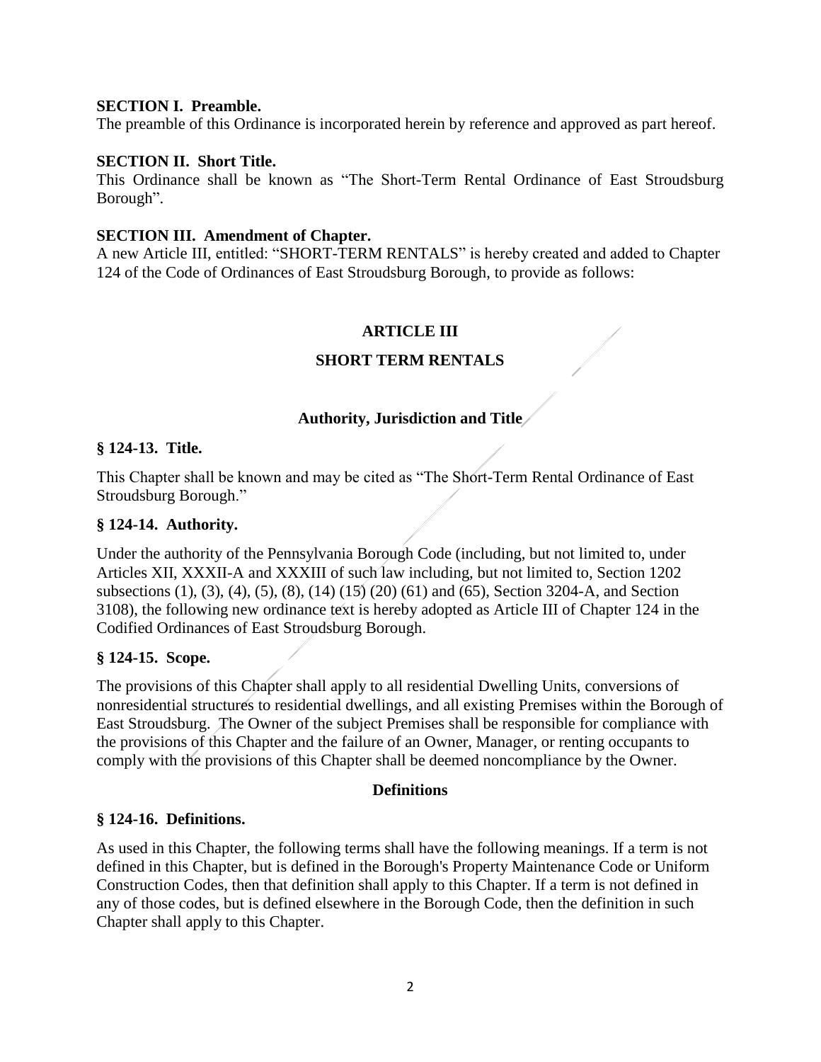**SECTION I. Preamble.**

The preamble of this Ordinance is incorporated herein by reference and approved as part hereof.

**SECTION II. Short Title.**

This Ordinance shall be known as "The Short-Term Rental Ordinance of East Stroudsburg Borough".

**SECTION III. Amendment of Chapter.**

A new Article III, entitled: "SHORT-TERM RENTALS" is hereby created and added to Chapter 124 of the Code of Ordinances of East Stroudsburg Borough, to provide as follows:

## ARTICLE III

## SHORT TERM RENTALS

### Authority, Jurisdiction and Title

**§ 124-13. Title.**

This Chapter shall be known and may be cited as "The Short-Term Rental Ordinance of East Stroudsburg Borough."

**§ 124-14. Authority.**

Under the authority of the Pennsylvania Borough Code (including, but not limited to, under Articles XII, XXXII-A and XXXIII of such law including, but not limited to, Section 1202 subsections (1), (3), (4), (5), (8), (14) (15) (20) (61) and (65), Section 3204-A, and Section 3108), the following new ordinance text is hereby adopted as Article III of Chapter 124 in the Codified Ordinances of East Stroudsburg Borough.

**§ 124-15. Scope.**

The provisions of this Chapter shall apply to all residential Dwelling Units, conversions of nonresidential structures to residential dwellings, and all existing Premises within the Borough of East Stroudsburg. The Owner of the subject Premises shall be responsible for compliance with the provisions of this Chapter and the failure of an Owner, Manager, or renting occupants to comply with the provisions of this Chapter shall be deemed noncompliance by the Owner.

### Definitions

**§ 124-16. Definitions.**

As used in this Chapter, the following terms shall have the following meanings. If a term is not defined in this Chapter, but is defined in the Borough's Property Maintenance Code or Uniform Construction Codes, then that definition shall apply to this Chapter. If a term is not defined in any of those codes, but is defined elsewhere in the Borough Code, then the definition in such Chapter shall apply to this Chapter.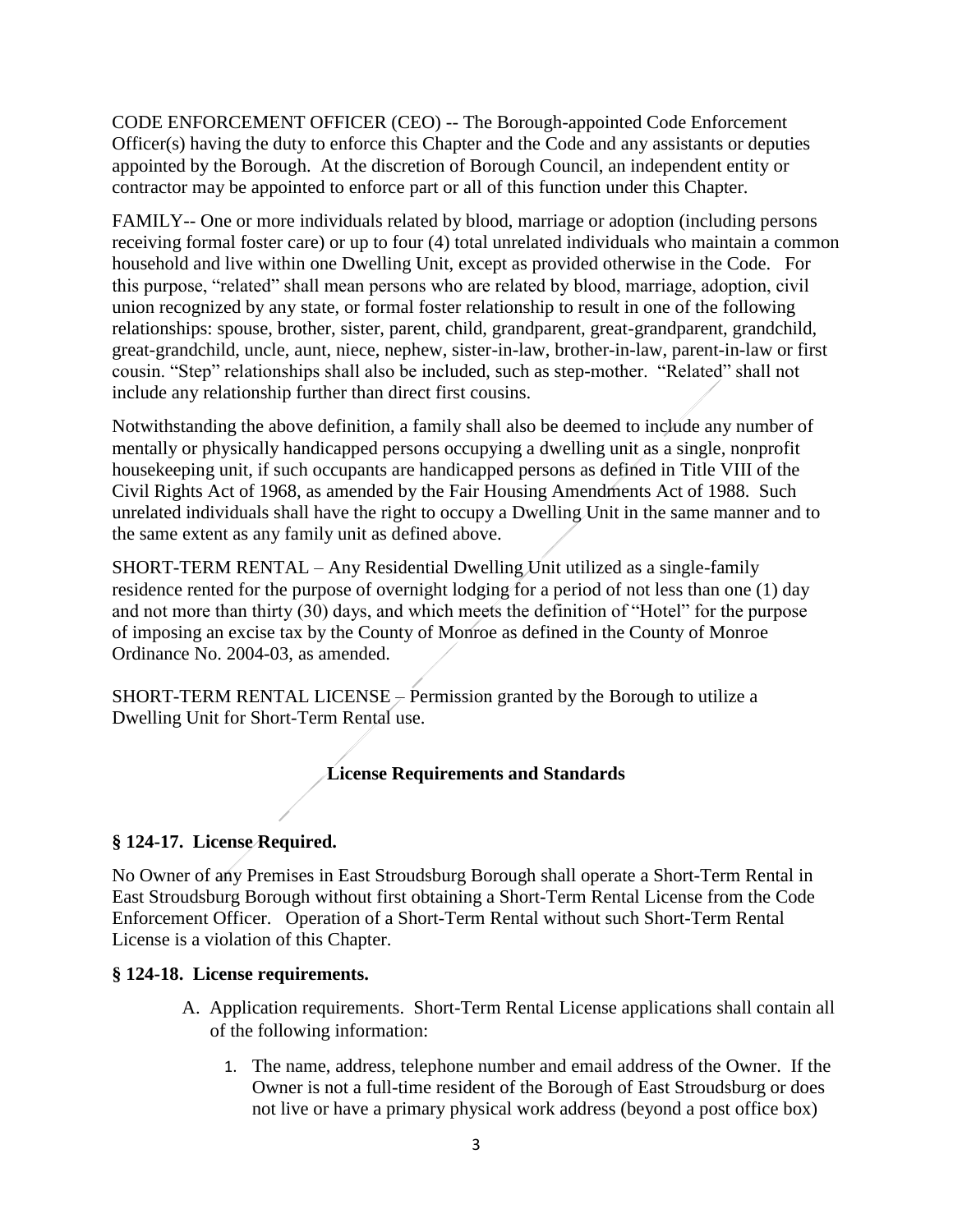CODE ENFORCEMENT OFFICER (CEO) -- The Borough-appointed Code Enforcement Officer(s) having the duty to enforce this Chapter and the Code and any assistants or deputies appointed by the Borough. At the discretion of Borough Council, an independent entity or contractor may be appointed to enforce part or all of this function under this Chapter.

FAMILY-- One or more individuals related by blood, marriage or adoption (including persons receiving formal foster care) or up to four (4) total unrelated individuals who maintain a common household and live within one Dwelling Unit, except as provided otherwise in the Code. For this purpose, "related" shall mean persons who are related by blood, marriage, adoption, civil union recognized by any state, or formal foster relationship to result in one of the following relationships: spouse, brother, sister, parent, child, grandparent, great-grandparent, grandchild, great-grandchild, uncle, aunt, niece, nephew, sister-in-law, brother-in-law, parent-in-law or first cousin. "Step" relationships shall also be included, such as step-mother. "Related" shall not include any relationship further than direct first cousins.

Notwithstanding the above definition, a family shall also be deemed to include any number of mentally or physically handicapped persons occupying a dwelling unit as a single, nonprofit housekeeping unit, if such occupants are handicapped persons as defined in Title VIII of the Civil Rights Act of 1968, as amended by the Fair Housing Amendments Act of 1988. Such unrelated individuals shall have the right to occupy a Dwelling Unit in the same manner and to the same extent as any family unit as defined above.

SHORT-TERM RENTAL – Any Residential Dwelling Unit utilized as a single-family residence rented for the purpose of overnight lodging for a period of not less than one (1) day and not more than thirty (30) days, and which meets the definition of "Hotel" for the purpose of imposing an excise tax by the County of Monroe as defined in the County of Monroe Ordinance No. 2004-03, as amended.

SHORT-TERM RENTAL LICENSE – Permission granted by the Borough to utilize a Dwelling Unit for Short-Term Rental use.

## License Requirements and Standards

### § 124-17. License Required.

No Owner of any Premises in East Stroudsburg Borough shall operate a Short-Term Rental in East Stroudsburg Borough without first obtaining a Short-Term Rental License from the Code Enforcement Officer. Operation of a Short-Term Rental without such Short-Term Rental License is a violation of this Chapter.

### § 124-18. License requirements.

A. Application requirements. Short-Term Rental License applications shall contain all of the following information:

   1. The name, address, telephone number and email address of the Owner. If the Owner is not a full-time resident of the Borough of East Stroudsburg or does not live or have a primary physical work address (beyond a post office box)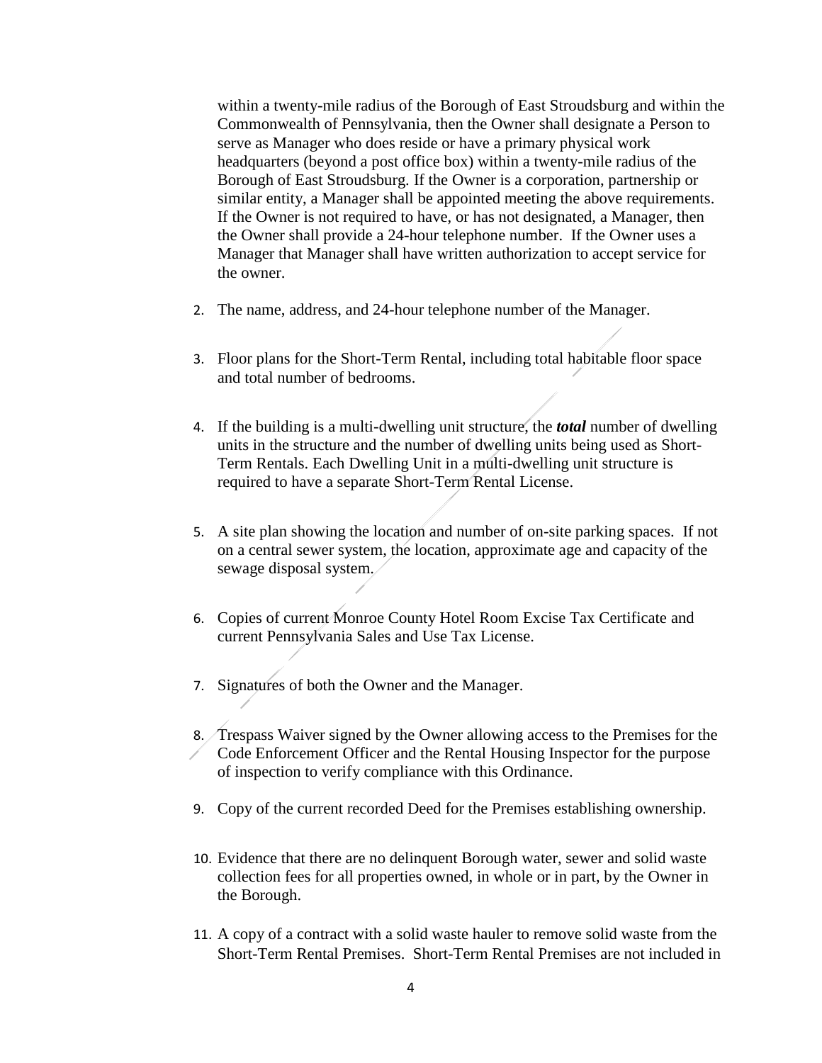within a twenty-mile radius of the Borough of East Stroudsburg and within the Commonwealth of Pennsylvania, then the Owner shall designate a Person to serve as Manager who does reside or have a primary physical work headquarters (beyond a post office box) within a twenty-mile radius of the Borough of East Stroudsburg. If the Owner is a corporation, partnership or similar entity, a Manager shall be appointed meeting the above requirements. If the Owner is not required to have, or has not designated, a Manager, then the Owner shall provide a 24-hour telephone number. If the Owner uses a Manager that Manager shall have written authorization to accept service for the owner.

2. The name, address, and 24-hour telephone number of the Manager.

3. Floor plans for the Short-Term Rental, including total habitable floor space and total number of bedrooms.

4. If the building is a multi-dwelling unit structure, the ***total*** number of dwelling units in the structure and the number of dwelling units being used as Short-Term Rentals. Each Dwelling Unit in a multi-dwelling unit structure is required to have a separate Short-Term Rental License.

5. A site plan showing the location and number of on-site parking spaces. If not on a central sewer system, the location, approximate age and capacity of the sewage disposal system.

6. Copies of current Monroe County Hotel Room Excise Tax Certificate and current Pennsylvania Sales and Use Tax License.

7. Signatures of both the Owner and the Manager.

8. Trespass Waiver signed by the Owner allowing access to the Premises for the Code Enforcement Officer and the Rental Housing Inspector for the purpose of inspection to verify compliance with this Ordinance.

9. Copy of the current recorded Deed for the Premises establishing ownership.

10. Evidence that there are no delinquent Borough water, sewer and solid waste collection fees for all properties owned, in whole or in part, by the Owner in the Borough.

11. A copy of a contract with a solid waste hauler to remove solid waste from the Short-Term Rental Premises. Short-Term Rental Premises are not included in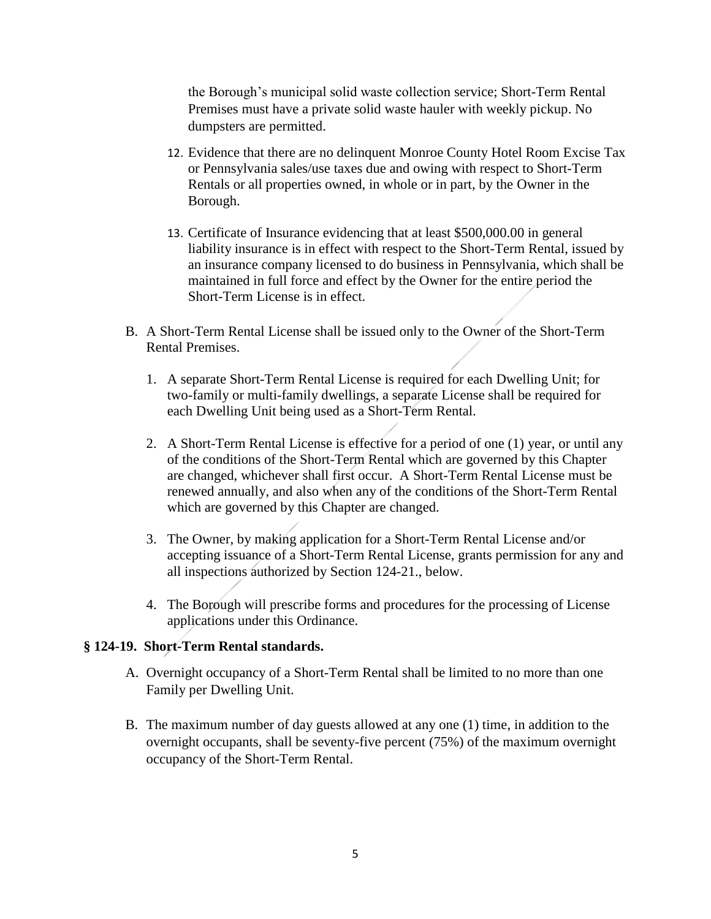the Borough's municipal solid waste collection service; Short-Term Rental Premises must have a private solid waste hauler with weekly pickup. No dumpsters are permitted.

12. Evidence that there are no delinquent Monroe County Hotel Room Excise Tax or Pennsylvania sales/use taxes due and owing with respect to Short-Term Rentals or all properties owned, in whole or in part, by the Owner in the Borough.

13. Certificate of Insurance evidencing that at least $500,000.00 in general liability insurance is in effect with respect to the Short-Term Rental, issued by an insurance company licensed to do business in Pennsylvania, which shall be maintained in full force and effect by the Owner for the entire period the Short-Term License is in effect.

B. A Short-Term Rental License shall be issued only to the Owner of the Short-Term Rental Premises.

1. A separate Short-Term Rental License is required for each Dwelling Unit; for two-family or multi-family dwellings, a separate License shall be required for each Dwelling Unit being used as a Short-Term Rental.

2. A Short-Term Rental License is effective for a period of one (1) year, or until any of the conditions of the Short-Term Rental which are governed by this Chapter are changed, whichever shall first occur. A Short-Term Rental License must be renewed annually, and also when any of the conditions of the Short-Term Rental which are governed by this Chapter are changed.

3. The Owner, by making application for a Short-Term Rental License and/or accepting issuance of a Short-Term Rental License, grants permission for any and all inspections authorized by Section 124-21., below.

4. The Borough will prescribe forms and procedures for the processing of License applications under this Ordinance.

### § 124-19. Short-Term Rental standards.

A. Overnight occupancy of a Short-Term Rental shall be limited to no more than one Family per Dwelling Unit.

B. The maximum number of day guests allowed at any one (1) time, in addition to the overnight occupants, shall be seventy-five percent (75%) of the maximum overnight occupancy of the Short-Term Rental.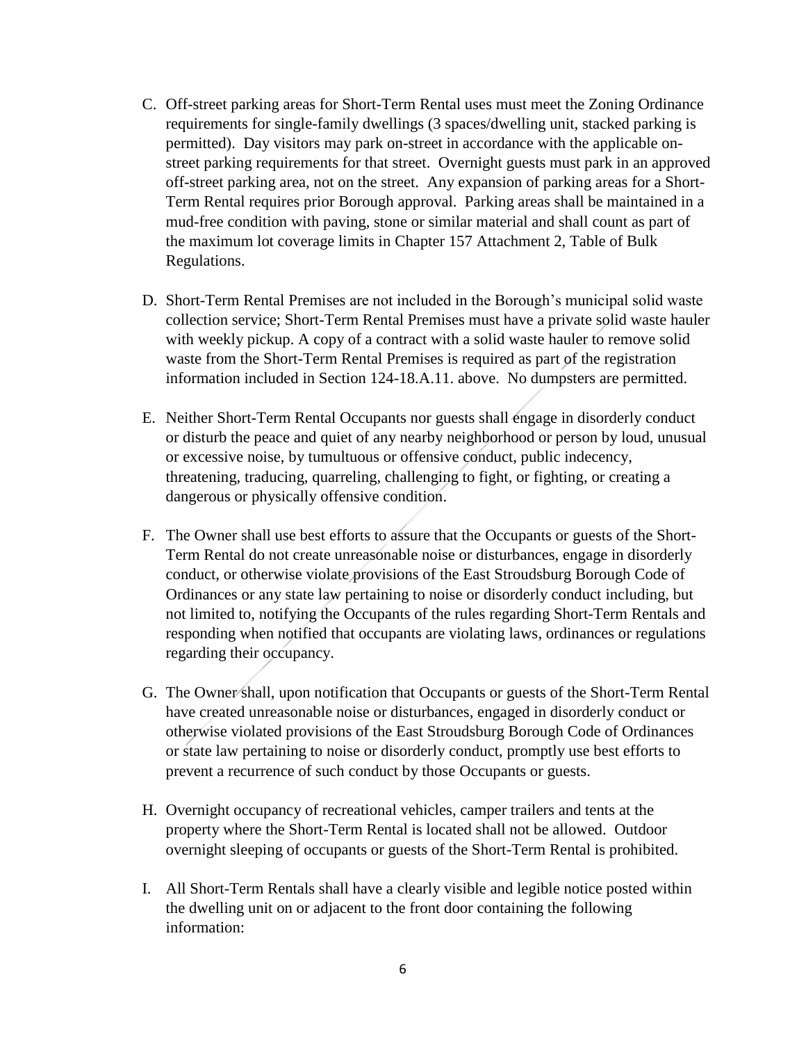C. Off-street parking areas for Short-Term Rental uses must meet the Zoning Ordinance requirements for single-family dwellings (3 spaces/dwelling unit, stacked parking is permitted). Day visitors may park on-street in accordance with the applicable on-street parking requirements for that street. Overnight guests must park in an approved off-street parking area, not on the street. Any expansion of parking areas for a Short-Term Rental requires prior Borough approval. Parking areas shall be maintained in a mud-free condition with paving, stone or similar material and shall count as part of the maximum lot coverage limits in Chapter 157 Attachment 2, Table of Bulk Regulations.

D. Short-Term Rental Premises are not included in the Borough's municipal solid waste collection service; Short-Term Rental Premises must have a private solid waste hauler with weekly pickup. A copy of a contract with a solid waste hauler to remove solid waste from the Short-Term Rental Premises is required as part of the registration information included in Section 124-18.A.11. above. No dumpsters are permitted.

E. Neither Short-Term Rental Occupants nor guests shall engage in disorderly conduct or disturb the peace and quiet of any nearby neighborhood or person by loud, unusual or excessive noise, by tumultuous or offensive conduct, public indecency, threatening, traducing, quarreling, challenging to fight, or fighting, or creating a dangerous or physically offensive condition.

F. The Owner shall use best efforts to assure that the Occupants or guests of the Short-Term Rental do not create unreasonable noise or disturbances, engage in disorderly conduct, or otherwise violate provisions of the East Stroudsburg Borough Code of Ordinances or any state law pertaining to noise or disorderly conduct including, but not limited to, notifying the Occupants of the rules regarding Short-Term Rentals and responding when notified that occupants are violating laws, ordinances or regulations regarding their occupancy.

G. The Owner shall, upon notification that Occupants or guests of the Short-Term Rental have created unreasonable noise or disturbances, engaged in disorderly conduct or otherwise violated provisions of the East Stroudsburg Borough Code of Ordinances or state law pertaining to noise or disorderly conduct, promptly use best efforts to prevent a recurrence of such conduct by those Occupants or guests.

H. Overnight occupancy of recreational vehicles, camper trailers and tents at the property where the Short-Term Rental is located shall not be allowed. Outdoor overnight sleeping of occupants or guests of the Short-Term Rental is prohibited.

I. All Short-Term Rentals shall have a clearly visible and legible notice posted within the dwelling unit on or adjacent to the front door containing the following information: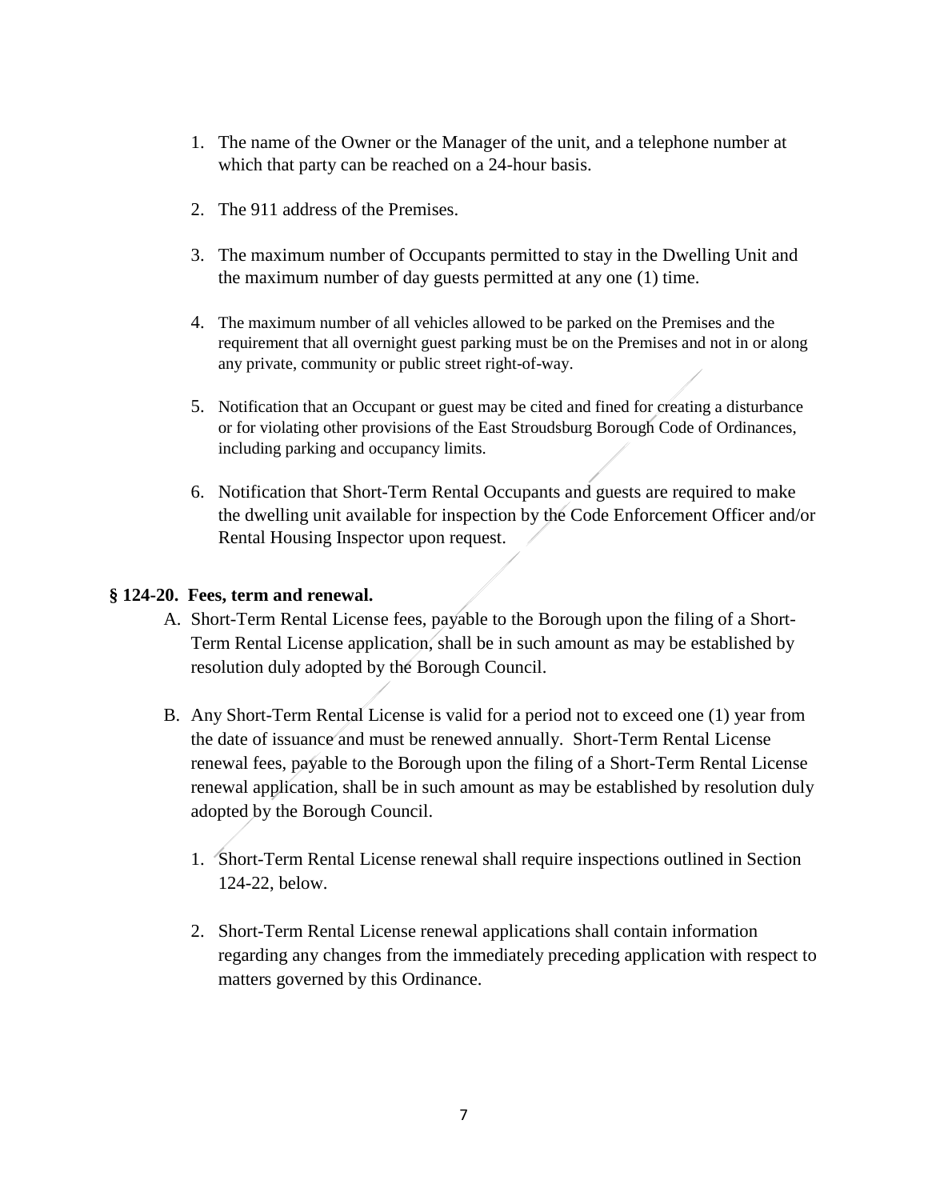1. The name of the Owner or the Manager of the unit, and a telephone number at which that party can be reached on a 24-hour basis.

2. The 911 address of the Premises.

3. The maximum number of Occupants permitted to stay in the Dwelling Unit and the maximum number of day guests permitted at any one (1) time.

4. The maximum number of all vehicles allowed to be parked on the Premises and the requirement that all overnight guest parking must be on the Premises and not in or along any private, community or public street right-of-way.

5. Notification that an Occupant or guest may be cited and fined for creating a disturbance or for violating other provisions of the East Stroudsburg Borough Code of Ordinances, including parking and occupancy limits.

6. Notification that Short-Term Rental Occupants and guests are required to make the dwelling unit available for inspection by the Code Enforcement Officer and/or Rental Housing Inspector upon request.

**§ 124-20. Fees, term and renewal.**

A. Short-Term Rental License fees, payable to the Borough upon the filing of a Short-Term Rental License application, shall be in such amount as may be established by resolution duly adopted by the Borough Council.

B. Any Short-Term Rental License is valid for a period not to exceed one (1) year from the date of issuance and must be renewed annually. Short-Term Rental License renewal fees, payable to the Borough upon the filing of a Short-Term Rental License renewal application, shall be in such amount as may be established by resolution duly adopted by the Borough Council.

   1. Short-Term Rental License renewal shall require inspections outlined in Section 124-22, below.

   2. Short-Term Rental License renewal applications shall contain information regarding any changes from the immediately preceding application with respect to matters governed by this Ordinance.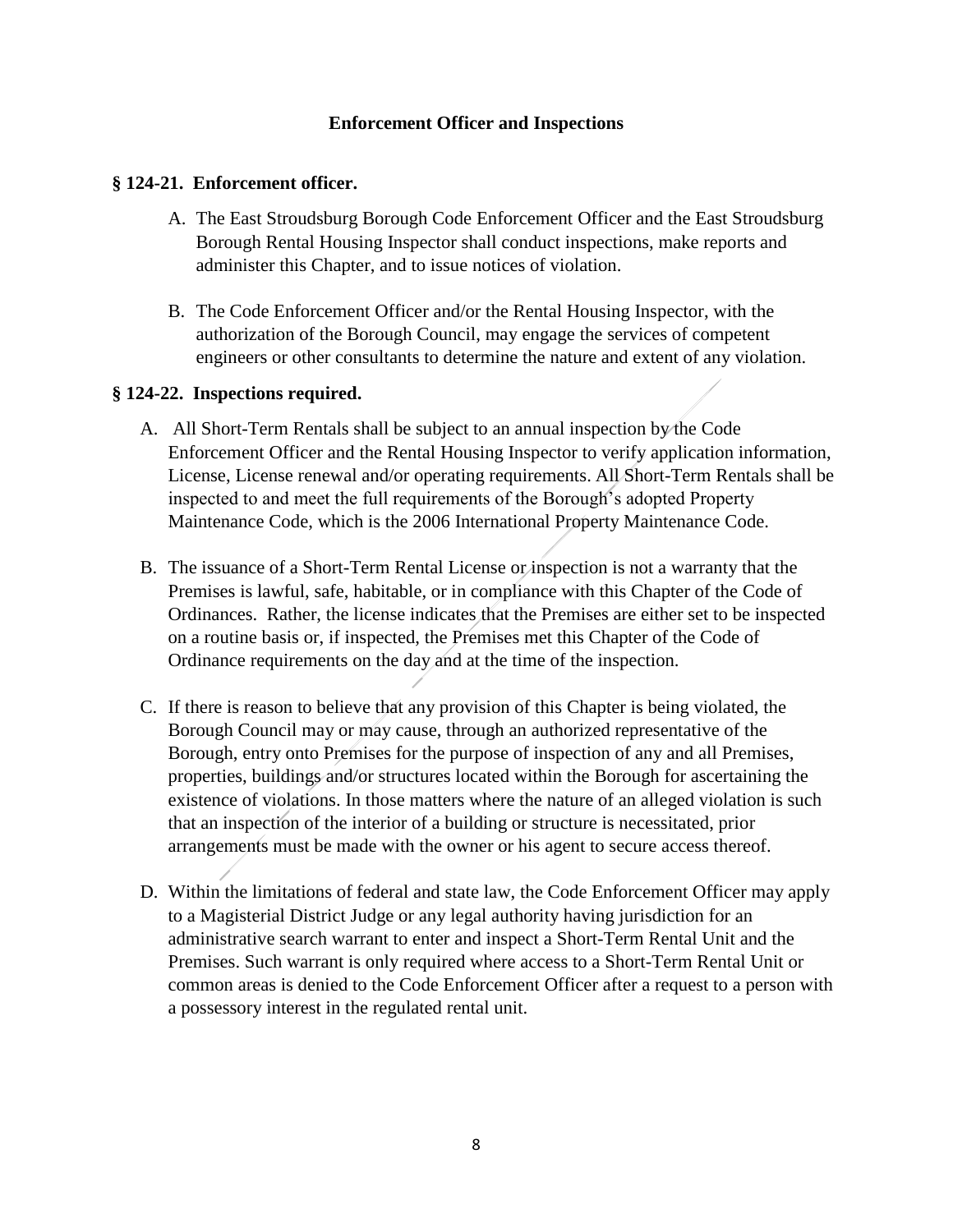## Enforcement Officer and Inspections

### § 124-21. Enforcement officer.

A. The East Stroudsburg Borough Code Enforcement Officer and the East Stroudsburg Borough Rental Housing Inspector shall conduct inspections, make reports and administer this Chapter, and to issue notices of violation.

B. The Code Enforcement Officer and/or the Rental Housing Inspector, with the authorization of the Borough Council, may engage the services of competent engineers or other consultants to determine the nature and extent of any violation.

### § 124-22. Inspections required.

A. All Short-Term Rentals shall be subject to an annual inspection by the Code Enforcement Officer and the Rental Housing Inspector to verify application information, License, License renewal and/or operating requirements. All Short-Term Rentals shall be inspected to and meet the full requirements of the Borough's adopted Property Maintenance Code, which is the 2006 International Property Maintenance Code.

B. The issuance of a Short-Term Rental License or inspection is not a warranty that the Premises is lawful, safe, habitable, or in compliance with this Chapter of the Code of Ordinances. Rather, the license indicates that the Premises are either set to be inspected on a routine basis or, if inspected, the Premises met this Chapter of the Code of Ordinance requirements on the day and at the time of the inspection.

C. If there is reason to believe that any provision of this Chapter is being violated, the Borough Council may or may cause, through an authorized representative of the Borough, entry onto Premises for the purpose of inspection of any and all Premises, properties, buildings and/or structures located within the Borough for ascertaining the existence of violations. In those matters where the nature of an alleged violation is such that an inspection of the interior of a building or structure is necessitated, prior arrangements must be made with the owner or his agent to secure access thereof.

D. Within the limitations of federal and state law, the Code Enforcement Officer may apply to a Magisterial District Judge or any legal authority having jurisdiction for an administrative search warrant to enter and inspect a Short-Term Rental Unit and the Premises. Such warrant is only required where access to a Short-Term Rental Unit or common areas is denied to the Code Enforcement Officer after a request to a person with a possessory interest in the regulated rental unit.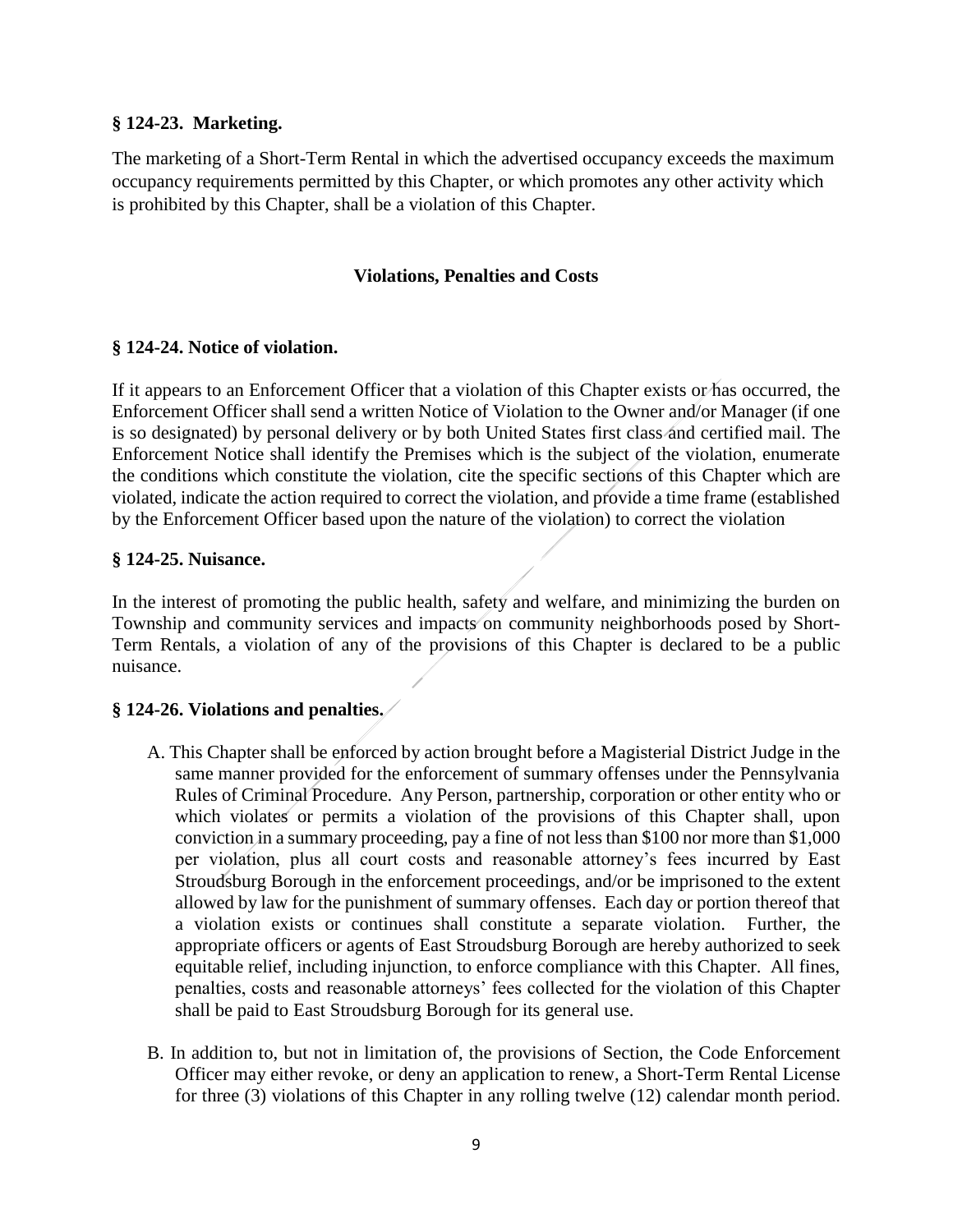### § 124-23. Marketing.

The marketing of a Short-Term Rental in which the advertised occupancy exceeds the maximum occupancy requirements permitted by this Chapter, or which promotes any other activity which is prohibited by this Chapter, shall be a violation of this Chapter.

## Violations, Penalties and Costs

### § 124-24. Notice of violation.

If it appears to an Enforcement Officer that a violation of this Chapter exists or has occurred, the Enforcement Officer shall send a written Notice of Violation to the Owner and/or Manager (if one is so designated) by personal delivery or by both United States first class and certified mail. The Enforcement Notice shall identify the Premises which is the subject of the violation, enumerate the conditions which constitute the violation, cite the specific sections of this Chapter which are violated, indicate the action required to correct the violation, and provide a time frame (established by the Enforcement Officer based upon the nature of the violation) to correct the violation

### § 124-25. Nuisance.

In the interest of promoting the public health, safety and welfare, and minimizing the burden on Township and community services and impacts on community neighborhoods posed by Short-Term Rentals, a violation of any of the provisions of this Chapter is declared to be a public nuisance.

### § 124-26. Violations and penalties.

A. This Chapter shall be enforced by action brought before a Magisterial District Judge in the same manner provided for the enforcement of summary offenses under the Pennsylvania Rules of Criminal Procedure. Any Person, partnership, corporation or other entity who or which violates or permits a violation of the provisions of this Chapter shall, upon conviction in a summary proceeding, pay a fine of not less than $100 nor more than $1,000 per violation, plus all court costs and reasonable attorney's fees incurred by East Stroudsburg Borough in the enforcement proceedings, and/or be imprisoned to the extent allowed by law for the punishment of summary offenses. Each day or portion thereof that a violation exists or continues shall constitute a separate violation. Further, the appropriate officers or agents of East Stroudsburg Borough are hereby authorized to seek equitable relief, including injunction, to enforce compliance with this Chapter. All fines, penalties, costs and reasonable attorneys' fees collected for the violation of this Chapter shall be paid to East Stroudsburg Borough for its general use.

B. In addition to, but not in limitation of, the provisions of Section, the Code Enforcement Officer may either revoke, or deny an application to renew, a Short-Term Rental License for three (3) violations of this Chapter in any rolling twelve (12) calendar month period.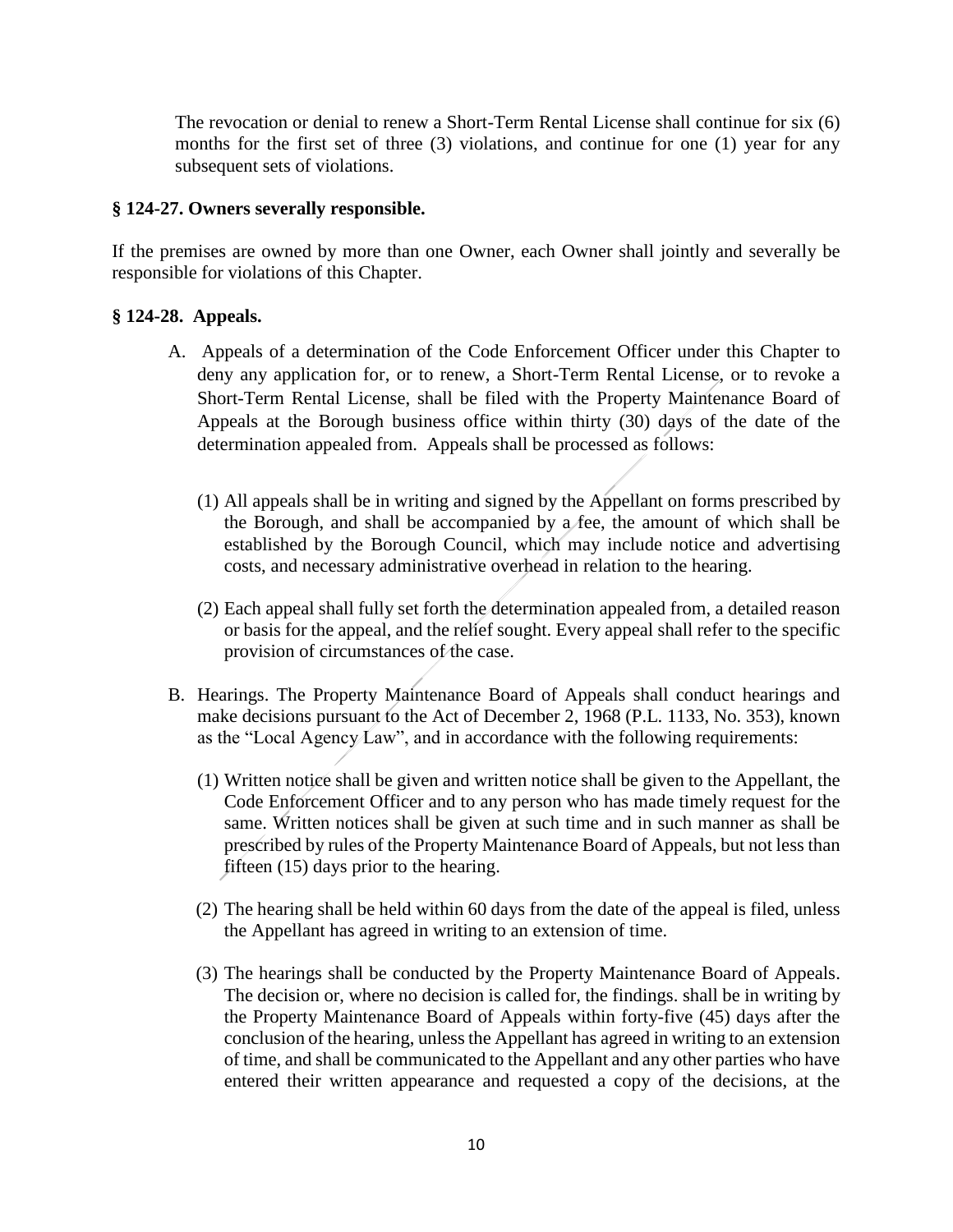The revocation or denial to renew a Short-Term Rental License shall continue for six (6) months for the first set of three (3) violations, and continue for one (1) year for any subsequent sets of violations.

**§ 124-27. Owners severally responsible.**

If the premises are owned by more than one Owner, each Owner shall jointly and severally be responsible for violations of this Chapter.

**§ 124-28. Appeals.**

A. Appeals of a determination of the Code Enforcement Officer under this Chapter to deny any application for, or to renew, a Short-Term Rental License, or to revoke a Short-Term Rental License, shall be filed with the Property Maintenance Board of Appeals at the Borough business office within thirty (30) days of the date of the determination appealed from. Appeals shall be processed as follows:

   (1) All appeals shall be in writing and signed by the Appellant on forms prescribed by the Borough, and shall be accompanied by a fee, the amount of which shall be established by the Borough Council, which may include notice and advertising costs, and necessary administrative overhead in relation to the hearing.

   (2) Each appeal shall fully set forth the determination appealed from, a detailed reason or basis for the appeal, and the relief sought. Every appeal shall refer to the specific provision of circumstances of the case.

B. Hearings. The Property Maintenance Board of Appeals shall conduct hearings and make decisions pursuant to the Act of December 2, 1968 (P.L. 1133, No. 353), known as the "Local Agency Law", and in accordance with the following requirements:

   (1) Written notice shall be given and written notice shall be given to the Appellant, the Code Enforcement Officer and to any person who has made timely request for the same. Written notices shall be given at such time and in such manner as shall be prescribed by rules of the Property Maintenance Board of Appeals, but not less than fifteen (15) days prior to the hearing.

   (2) The hearing shall be held within 60 days from the date of the appeal is filed, unless the Appellant has agreed in writing to an extension of time.

   (3) The hearings shall be conducted by the Property Maintenance Board of Appeals. The decision or, where no decision is called for, the findings. shall be in writing by the Property Maintenance Board of Appeals within forty-five (45) days after the conclusion of the hearing, unless the Appellant has agreed in writing to an extension of time, and shall be communicated to the Appellant and any other parties who have entered their written appearance and requested a copy of the decisions, at the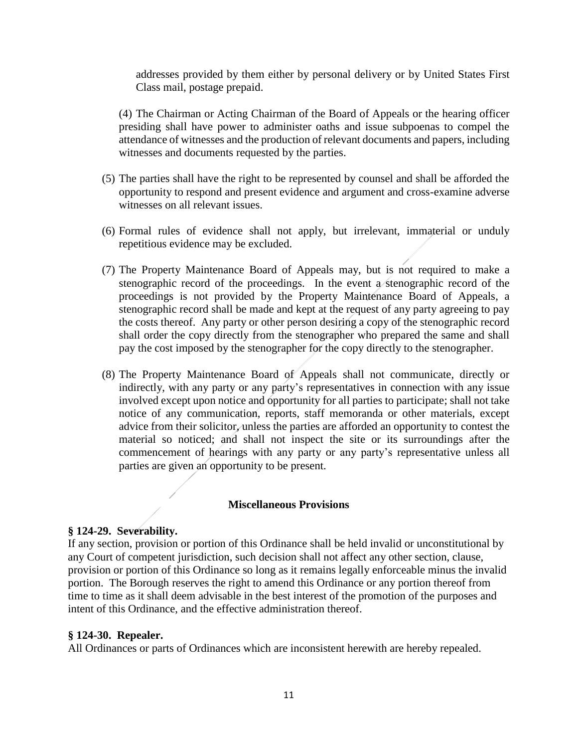addresses provided by them either by personal delivery or by United States First Class mail, postage prepaid.

(4) The Chairman or Acting Chairman of the Board of Appeals or the hearing officer presiding shall have power to administer oaths and issue subpoenas to compel the attendance of witnesses and the production of relevant documents and papers, including witnesses and documents requested by the parties.

(5) The parties shall have the right to be represented by counsel and shall be afforded the opportunity to respond and present evidence and argument and cross-examine adverse witnesses on all relevant issues.

(6) Formal rules of evidence shall not apply, but irrelevant, immaterial or unduly repetitious evidence may be excluded.

(7) The Property Maintenance Board of Appeals may, but is not required to make a stenographic record of the proceedings. In the event a stenographic record of the proceedings is not provided by the Property Maintenance Board of Appeals, a stenographic record shall be made and kept at the request of any party agreeing to pay the costs thereof. Any party or other person desiring a copy of the stenographic record shall order the copy directly from the stenographer who prepared the same and shall pay the cost imposed by the stenographer for the copy directly to the stenographer.

(8) The Property Maintenance Board of Appeals shall not communicate, directly or indirectly, with any party or any party's representatives in connection with any issue involved except upon notice and opportunity for all parties to participate; shall not take notice of any communication, reports, staff memoranda or other materials, except advice from their solicitor, unless the parties are afforded an opportunity to contest the material so noticed; and shall not inspect the site or its surroundings after the commencement of hearings with any party or any party's representative unless all parties are given an opportunity to be present.

**Miscellaneous Provisions**

**§ 124-29. Severability.**

If any section, provision or portion of this Ordinance shall be held invalid or unconstitutional by any Court of competent jurisdiction, such decision shall not affect any other section, clause, provision or portion of this Ordinance so long as it remains legally enforceable minus the invalid portion. The Borough reserves the right to amend this Ordinance or any portion thereof from time to time as it shall deem advisable in the best interest of the promotion of the purposes and intent of this Ordinance, and the effective administration thereof.

**§ 124-30. Repealer.**

All Ordinances or parts of Ordinances which are inconsistent herewith are hereby repealed.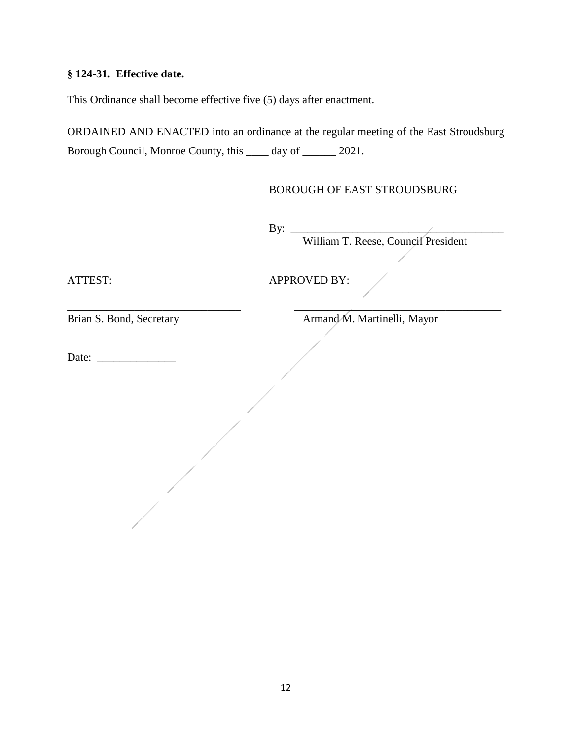**§ 124-31. Effective date.**

This Ordinance shall become effective five (5) days after enactment.

ORDAINED AND ENACTED into an ordinance at the regular meeting of the East Stroudsburg Borough Council, Monroe County, this ____ day of ______ 2021.

BOROUGH OF EAST STROUDSBURG

By: _______________________________________
William T. Reese, Council President

ATTEST:

_______________________________
Brian S. Bond, Secretary

APPROVED BY:

_______________________________________
Armand M. Martinelli, Mayor

Date: ______________